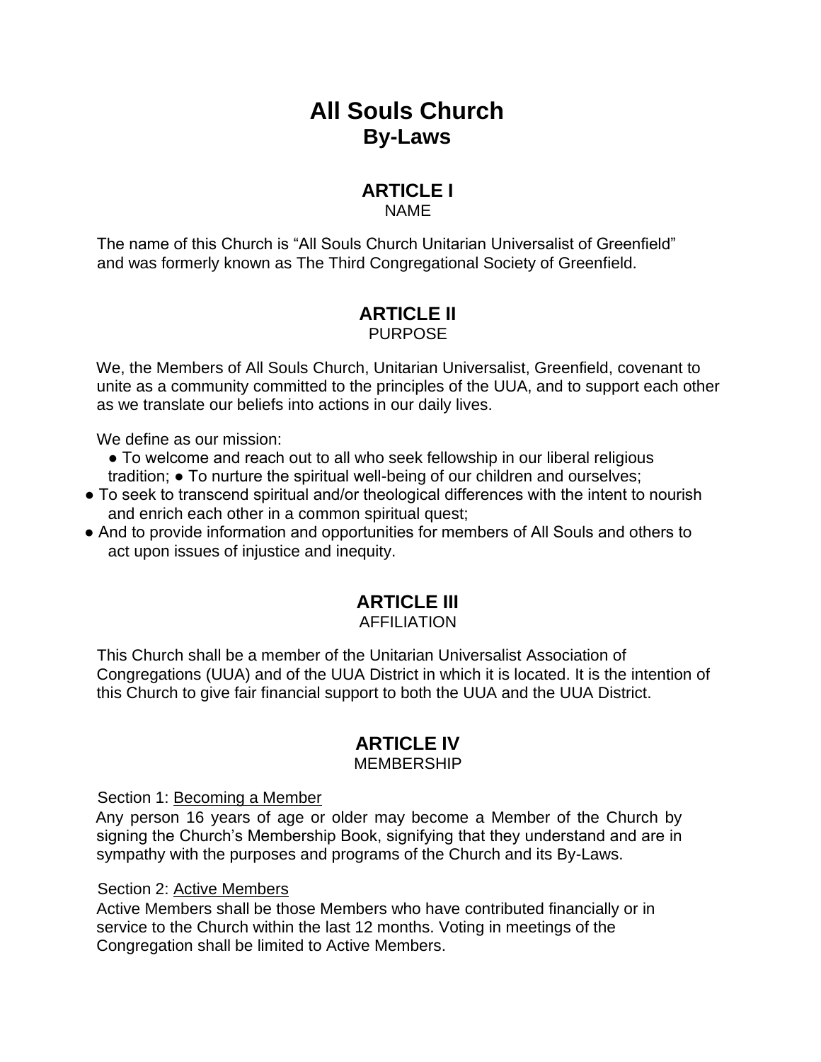# All Souls Church
## By-Laws

## ARTICLE I
NAME

The name of this Church is "All Souls Church Unitarian Universalist of Greenfield" and was formerly known as The Third Congregational Society of Greenfield.

## ARTICLE II
PURPOSE

We, the Members of All Souls Church, Unitarian Universalist, Greenfield, covenant to unite as a community committed to the principles of the UUA, and to support each other as we translate our beliefs into actions in our daily lives.

We define as our mission:

- To welcome and reach out to all who seek fellowship in our liberal religious tradition;
- To nurture the spiritual well-being of our children and ourselves;
- To seek to transcend spiritual and/or theological differences with the intent to nourish and enrich each other in a common spiritual quest;
- And to provide information and opportunities for members of All Souls and others to act upon issues of injustice and inequity.

## ARTICLE III
AFFILIATION

This Church shall be a member of the Unitarian Universalist Association of Congregations (UUA) and of the UUA District in which it is located. It is the intention of this Church to give fair financial support to both the UUA and the UUA District.

## ARTICLE IV
MEMBERSHIP

Section 1: Becoming a Member

Any person 16 years of age or older may become a Member of the Church by signing the Church's Membership Book, signifying that they understand and are in sympathy with the purposes and programs of the Church and its By-Laws.

Section 2: Active Members

Active Members shall be those Members who have contributed financially or in service to the Church within the last 12 months. Voting in meetings of the Congregation shall be limited to Active Members.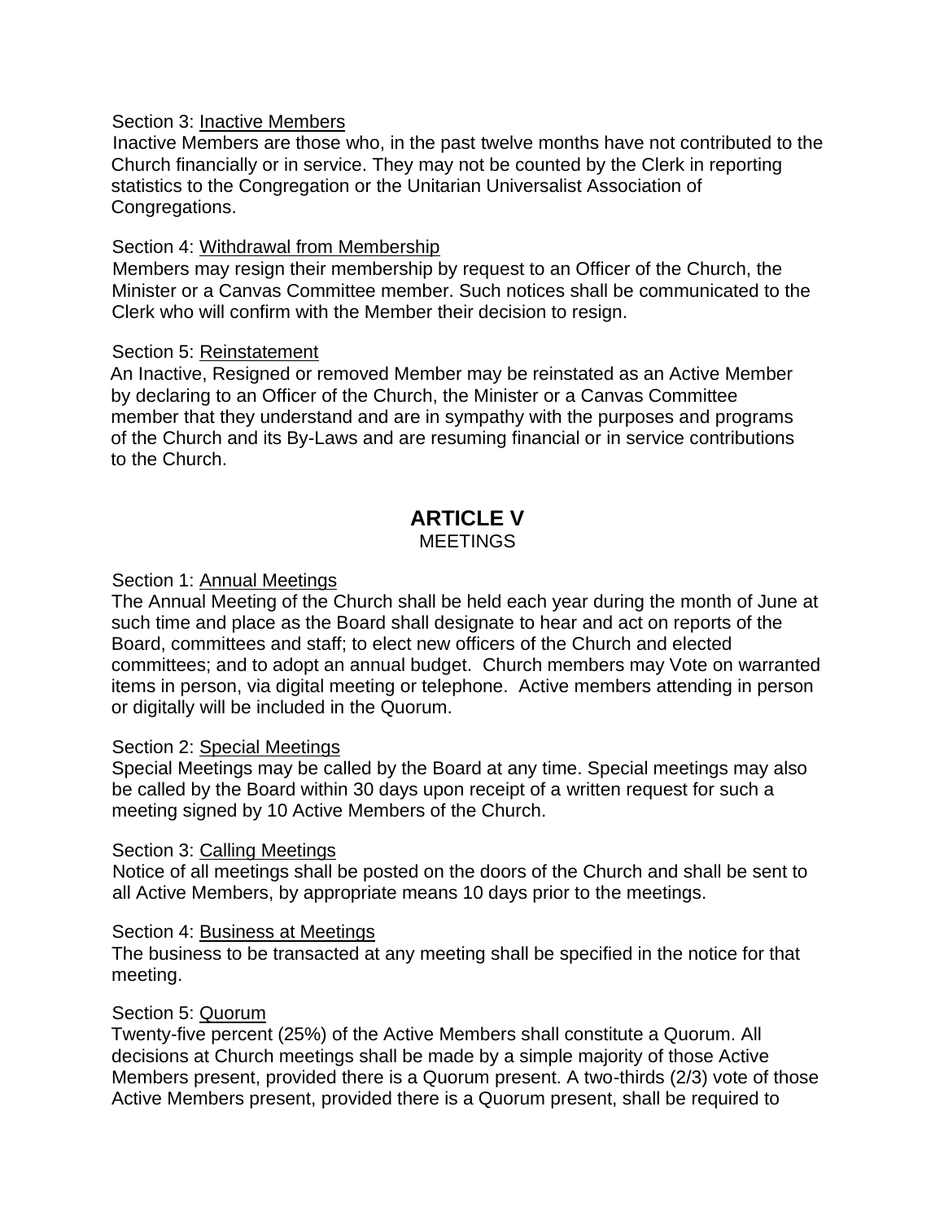Section 3: <u>Inactive Members</u>

Inactive Members are those who, in the past twelve months have not contributed to the Church financially or in service. They may not be counted by the Clerk in reporting statistics to the Congregation or the Unitarian Universalist Association of Congregations.

Section 4: <u>Withdrawal from Membership</u>

Members may resign their membership by request to an Officer of the Church, the Minister or a Canvas Committee member. Such notices shall be communicated to the Clerk who will confirm with the Member their decision to resign.

Section 5: <u>Reinstatement</u>

An Inactive, Resigned or removed Member may be reinstated as an Active Member by declaring to an Officer of the Church, the Minister or a Canvas Committee member that they understand and are in sympathy with the purposes and programs of the Church and its By-Laws and are resuming financial or in service contributions to the Church.

## ARTICLE V
MEETINGS

Section 1: <u>Annual Meetings</u>

The Annual Meeting of the Church shall be held each year during the month of June at such time and place as the Board shall designate to hear and act on reports of the Board, committees and staff; to elect new officers of the Church and elected committees; and to adopt an annual budget. Church members may Vote on warranted items in person, via digital meeting or telephone. Active members attending in person or digitally will be included in the Quorum.

Section 2: <u>Special Meetings</u>

Special Meetings may be called by the Board at any time. Special meetings may also be called by the Board within 30 days upon receipt of a written request for such a meeting signed by 10 Active Members of the Church.

Section 3: <u>Calling Meetings</u>

Notice of all meetings shall be posted on the doors of the Church and shall be sent to all Active Members, by appropriate means 10 days prior to the meetings.

Section 4: <u>Business at Meetings</u>

The business to be transacted at any meeting shall be specified in the notice for that meeting.

Section 5: <u>Quorum</u>

Twenty-five percent (25%) of the Active Members shall constitute a Quorum. All decisions at Church meetings shall be made by a simple majority of those Active Members present, provided there is a Quorum present. A two-thirds (2/3) vote of those Active Members present, provided there is a Quorum present, shall be required to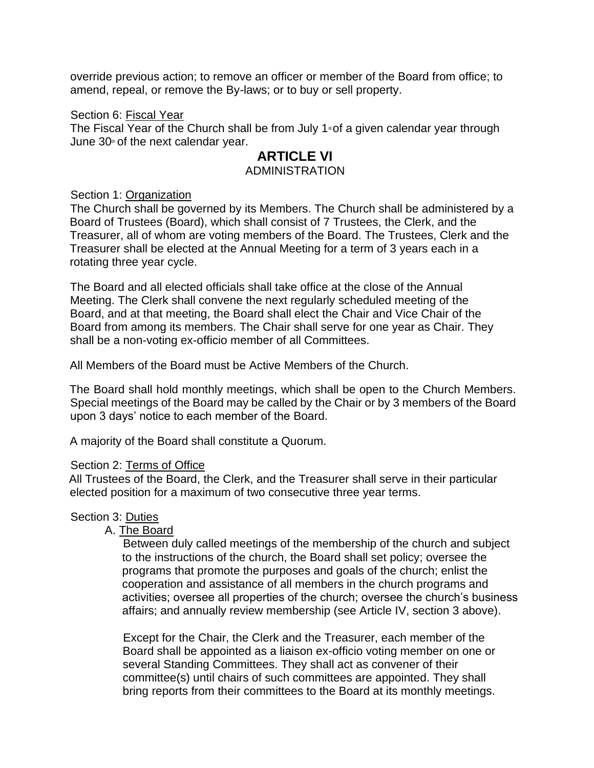override previous action; to remove an officer or member of the Board from office; to amend, repeal, or remove the By-laws; or to buy or sell property.

Section 6: Fiscal Year

The Fiscal Year of the Church shall be from July 1st of a given calendar year through June 30th of the next calendar year.

## ARTICLE VI

ADMINISTRATION

Section 1: Organization

The Church shall be governed by its Members. The Church shall be administered by a Board of Trustees (Board), which shall consist of 7 Trustees, the Clerk, and the Treasurer, all of whom are voting members of the Board. The Trustees, Clerk and the Treasurer shall be elected at the Annual Meeting for a term of 3 years each in a rotating three year cycle.

The Board and all elected officials shall take office at the close of the Annual Meeting. The Clerk shall convene the next regularly scheduled meeting of the Board, and at that meeting, the Board shall elect the Chair and Vice Chair of the Board from among its members. The Chair shall serve for one year as Chair. They shall be a non-voting ex-officio member of all Committees.

All Members of the Board must be Active Members of the Church.

The Board shall hold monthly meetings, which shall be open to the Church Members. Special meetings of the Board may be called by the Chair or by 3 members of the Board upon 3 days' notice to each member of the Board.

A majority of the Board shall constitute a Quorum.

Section 2: Terms of Office

All Trustees of the Board, the Clerk, and the Treasurer shall serve in their particular elected position for a maximum of two consecutive three year terms.

Section 3: Duties

A. The Board

Between duly called meetings of the membership of the church and subject to the instructions of the church, the Board shall set policy; oversee the programs that promote the purposes and goals of the church; enlist the cooperation and assistance of all members in the church programs and activities; oversee all properties of the church; oversee the church's business affairs; and annually review membership (see Article IV, section 3 above).

Except for the Chair, the Clerk and the Treasurer, each member of the Board shall be appointed as a liaison ex-officio voting member on one or several Standing Committees. They shall act as convener of their committee(s) until chairs of such committees are appointed. They shall bring reports from their committees to the Board at its monthly meetings.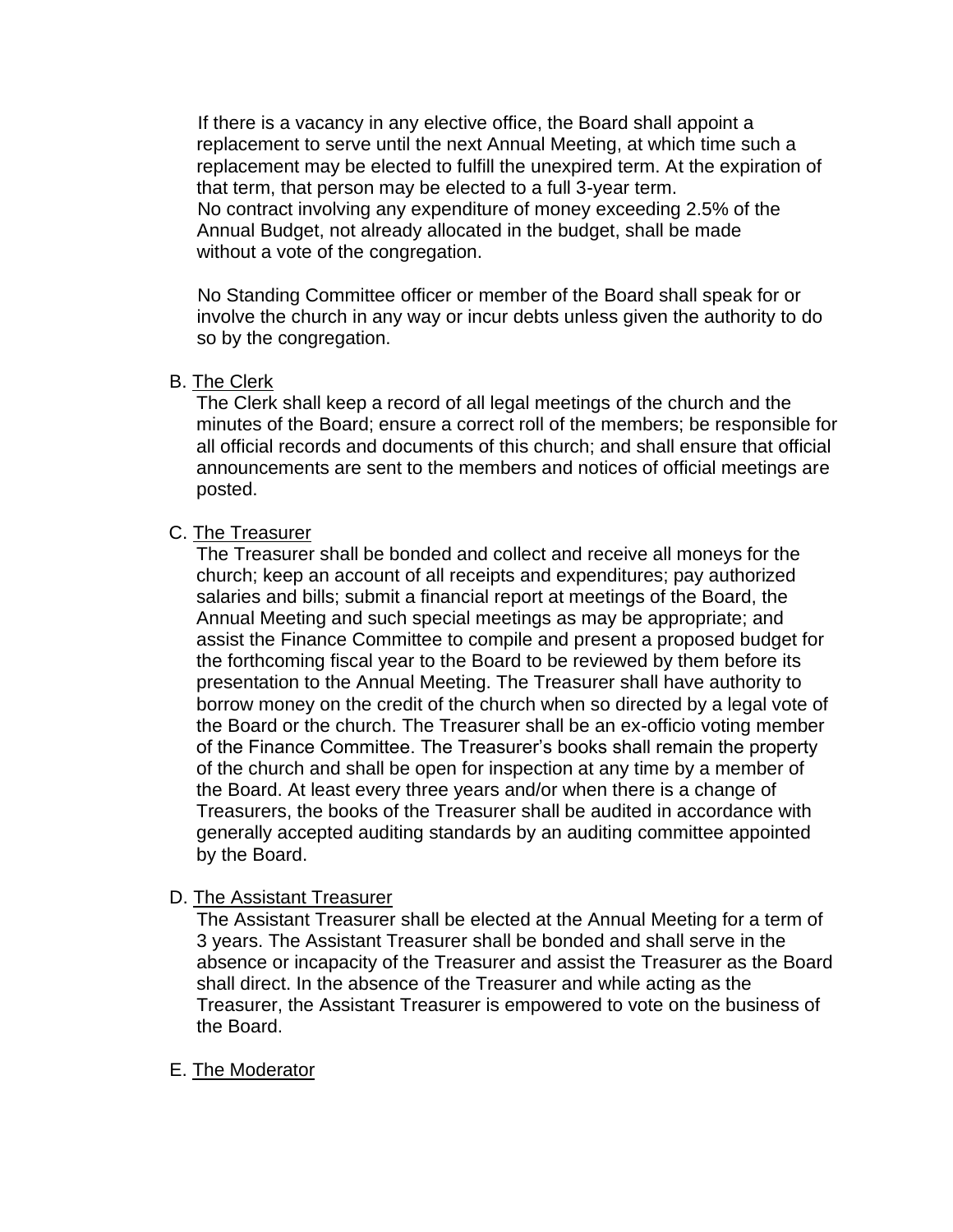If there is a vacancy in any elective office, the Board shall appoint a replacement to serve until the next Annual Meeting, at which time such a replacement may be elected to fulfill the unexpired term. At the expiration of that term, that person may be elected to a full 3-year term.
No contract involving any expenditure of money exceeding 2.5% of the Annual Budget, not already allocated in the budget, shall be made without a vote of the congregation.

No Standing Committee officer or member of the Board shall speak for or involve the church in any way or incur debts unless given the authority to do so by the congregation.

B. <u>The Clerk</u>

The Clerk shall keep a record of all legal meetings of the church and the minutes of the Board; ensure a correct roll of the members; be responsible for all official records and documents of this church; and shall ensure that official announcements are sent to the members and notices of official meetings are posted.

C. <u>The Treasurer</u>

The Treasurer shall be bonded and collect and receive all moneys for the church; keep an account of all receipts and expenditures; pay authorized salaries and bills; submit a financial report at meetings of the Board, the Annual Meeting and such special meetings as may be appropriate; and assist the Finance Committee to compile and present a proposed budget for the forthcoming fiscal year to the Board to be reviewed by them before its presentation to the Annual Meeting. The Treasurer shall have authority to borrow money on the credit of the church when so directed by a legal vote of the Board or the church. The Treasurer shall be an ex-officio voting member of the Finance Committee. The Treasurer's books shall remain the property of the church and shall be open for inspection at any time by a member of the Board. At least every three years and/or when there is a change of Treasurers, the books of the Treasurer shall be audited in accordance with generally accepted auditing standards by an auditing committee appointed by the Board.

D. <u>The Assistant Treasurer</u>

The Assistant Treasurer shall be elected at the Annual Meeting for a term of 3 years. The Assistant Treasurer shall be bonded and shall serve in the absence or incapacity of the Treasurer and assist the Treasurer as the Board shall direct. In the absence of the Treasurer and while acting as the Treasurer, the Assistant Treasurer is empowered to vote on the business of the Board.

E. <u>The Moderator</u>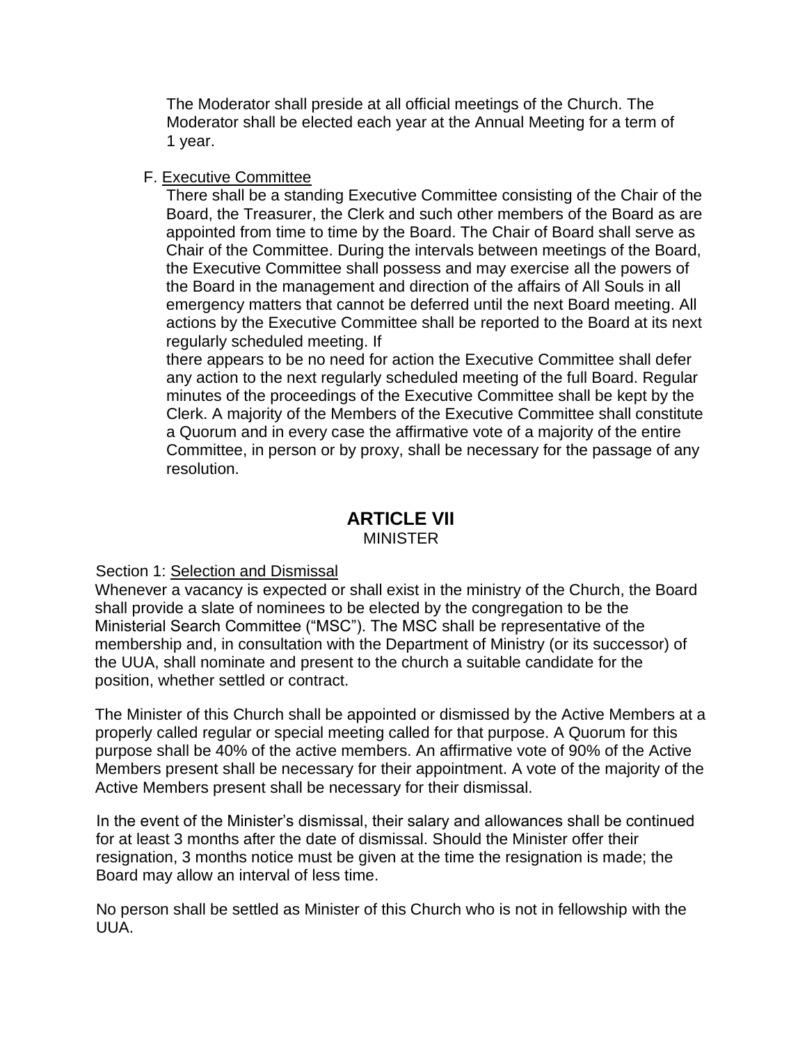The Moderator shall preside at all official meetings of the Church. The Moderator shall be elected each year at the Annual Meeting for a term of 1 year.

F. Executive Committee

There shall be a standing Executive Committee consisting of the Chair of the Board, the Treasurer, the Clerk and such other members of the Board as are appointed from time to time by the Board. The Chair of Board shall serve as Chair of the Committee. During the intervals between meetings of the Board, the Executive Committee shall possess and may exercise all the powers of the Board in the management and direction of the affairs of All Souls in all emergency matters that cannot be deferred until the next Board meeting. All actions by the Executive Committee shall be reported to the Board at its next regularly scheduled meeting. If
there appears to be no need for action the Executive Committee shall defer any action to the next regularly scheduled meeting of the full Board. Regular minutes of the proceedings of the Executive Committee shall be kept by the Clerk. A majority of the Members of the Executive Committee shall constitute a Quorum and in every case the affirmative vote of a majority of the entire Committee, in person or by proxy, shall be necessary for the passage of any resolution.

## ARTICLE VII
MINISTER

Section 1: Selection and Dismissal

Whenever a vacancy is expected or shall exist in the ministry of the Church, the Board shall provide a slate of nominees to be elected by the congregation to be the Ministerial Search Committee ("MSC"). The MSC shall be representative of the membership and, in consultation with the Department of Ministry (or its successor) of the UUA, shall nominate and present to the church a suitable candidate for the position, whether settled or contract.

The Minister of this Church shall be appointed or dismissed by the Active Members at a properly called regular or special meeting called for that purpose. A Quorum for this purpose shall be 40% of the active members. An affirmative vote of 90% of the Active Members present shall be necessary for their appointment. A vote of the majority of the Active Members present shall be necessary for their dismissal.

In the event of the Minister's dismissal, their salary and allowances shall be continued for at least 3 months after the date of dismissal. Should the Minister offer their resignation, 3 months notice must be given at the time the resignation is made; the Board may allow an interval of less time.

No person shall be settled as Minister of this Church who is not in fellowship with the UUA.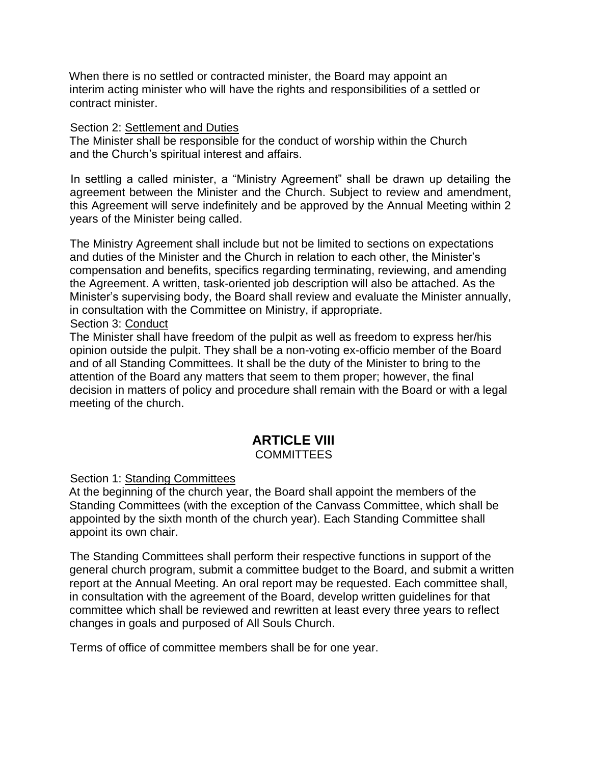When there is no settled or contracted minister, the Board may appoint an interim acting minister who will have the rights and responsibilities of a settled or contract minister.

Section 2: Settlement and Duties

The Minister shall be responsible for the conduct of worship within the Church and the Church's spiritual interest and affairs.

In settling a called minister, a "Ministry Agreement" shall be drawn up detailing the agreement between the Minister and the Church. Subject to review and amendment, this Agreement will serve indefinitely and be approved by the Annual Meeting within 2 years of the Minister being called.

The Ministry Agreement shall include but not be limited to sections on expectations and duties of the Minister and the Church in relation to each other, the Minister's compensation and benefits, specifics regarding terminating, reviewing, and amending the Agreement. A written, task-oriented job description will also be attached. As the Minister's supervising body, the Board shall review and evaluate the Minister annually, in consultation with the Committee on Ministry, if appropriate.

Section 3: Conduct

The Minister shall have freedom of the pulpit as well as freedom to express her/his opinion outside the pulpit. They shall be a non-voting ex-officio member of the Board and of all Standing Committees. It shall be the duty of the Minister to bring to the attention of the Board any matters that seem to them proper; however, the final decision in matters of policy and procedure shall remain with the Board or with a legal meeting of the church.

## ARTICLE VIII
COMMITTEES

Section 1: Standing Committees

At the beginning of the church year, the Board shall appoint the members of the Standing Committees (with the exception of the Canvass Committee, which shall be appointed by the sixth month of the church year). Each Standing Committee shall appoint its own chair.

The Standing Committees shall perform their respective functions in support of the general church program, submit a committee budget to the Board, and submit a written report at the Annual Meeting. An oral report may be requested. Each committee shall, in consultation with the agreement of the Board, develop written guidelines for that committee which shall be reviewed and rewritten at least every three years to reflect changes in goals and purposed of All Souls Church.

Terms of office of committee members shall be for one year.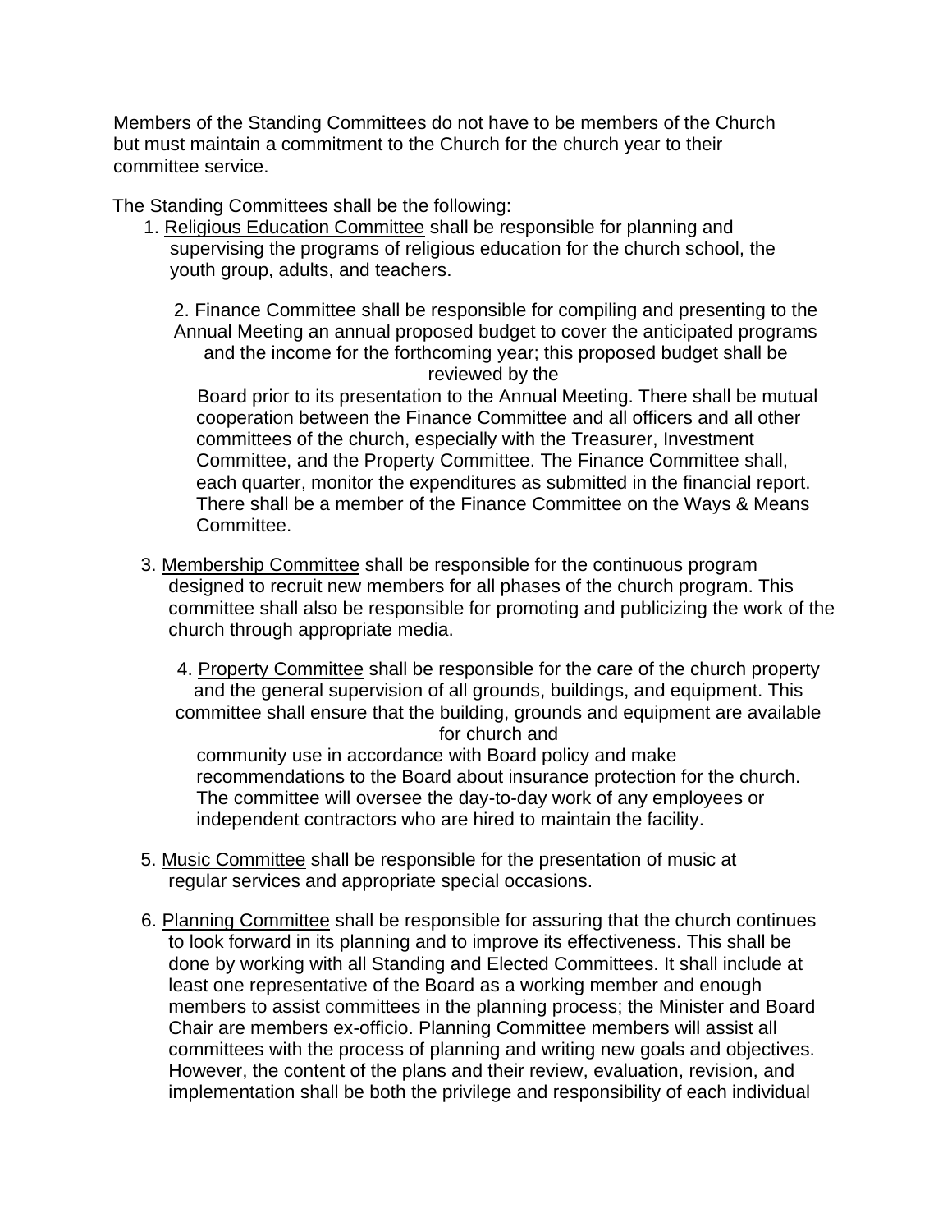Members of the Standing Committees do not have to be members of the Church but must maintain a commitment to the Church for the church year to their committee service.

The Standing Committees shall be the following:

1. <u>Religious Education Committee</u> shall be responsible for planning and supervising the programs of religious education for the church school, the youth group, adults, and teachers.

2. <u>Finance Committee</u> shall be responsible for compiling and presenting to the Annual Meeting an annual proposed budget to cover the anticipated programs and the income for the forthcoming year; this proposed budget shall be reviewed by the Board prior to its presentation to the Annual Meeting. There shall be mutual cooperation between the Finance Committee and all officers and all other committees of the church, especially with the Treasurer, Investment Committee, and the Property Committee. The Finance Committee shall, each quarter, monitor the expenditures as submitted in the financial report. There shall be a member of the Finance Committee on the Ways & Means Committee.

3. <u>Membership Committee</u> shall be responsible for the continuous program designed to recruit new members for all phases of the church program. This committee shall also be responsible for promoting and publicizing the work of the church through appropriate media.

4. <u>Property Committee</u> shall be responsible for the care of the church property and the general supervision of all grounds, buildings, and equipment. This committee shall ensure that the building, grounds and equipment are available for church and community use in accordance with Board policy and make recommendations to the Board about insurance protection for the church. The committee will oversee the day-to-day work of any employees or independent contractors who are hired to maintain the facility.

5. <u>Music Committee</u> shall be responsible for the presentation of music at regular services and appropriate special occasions.

6. <u>Planning Committee</u> shall be responsible for assuring that the church continues to look forward in its planning and to improve its effectiveness. This shall be done by working with all Standing and Elected Committees. It shall include at least one representative of the Board as a working member and enough members to assist committees in the planning process; the Minister and Board Chair are members ex-officio. Planning Committee members will assist all committees with the process of planning and writing new goals and objectives. However, the content of the plans and their review, evaluation, revision, and implementation shall be both the privilege and responsibility of each individual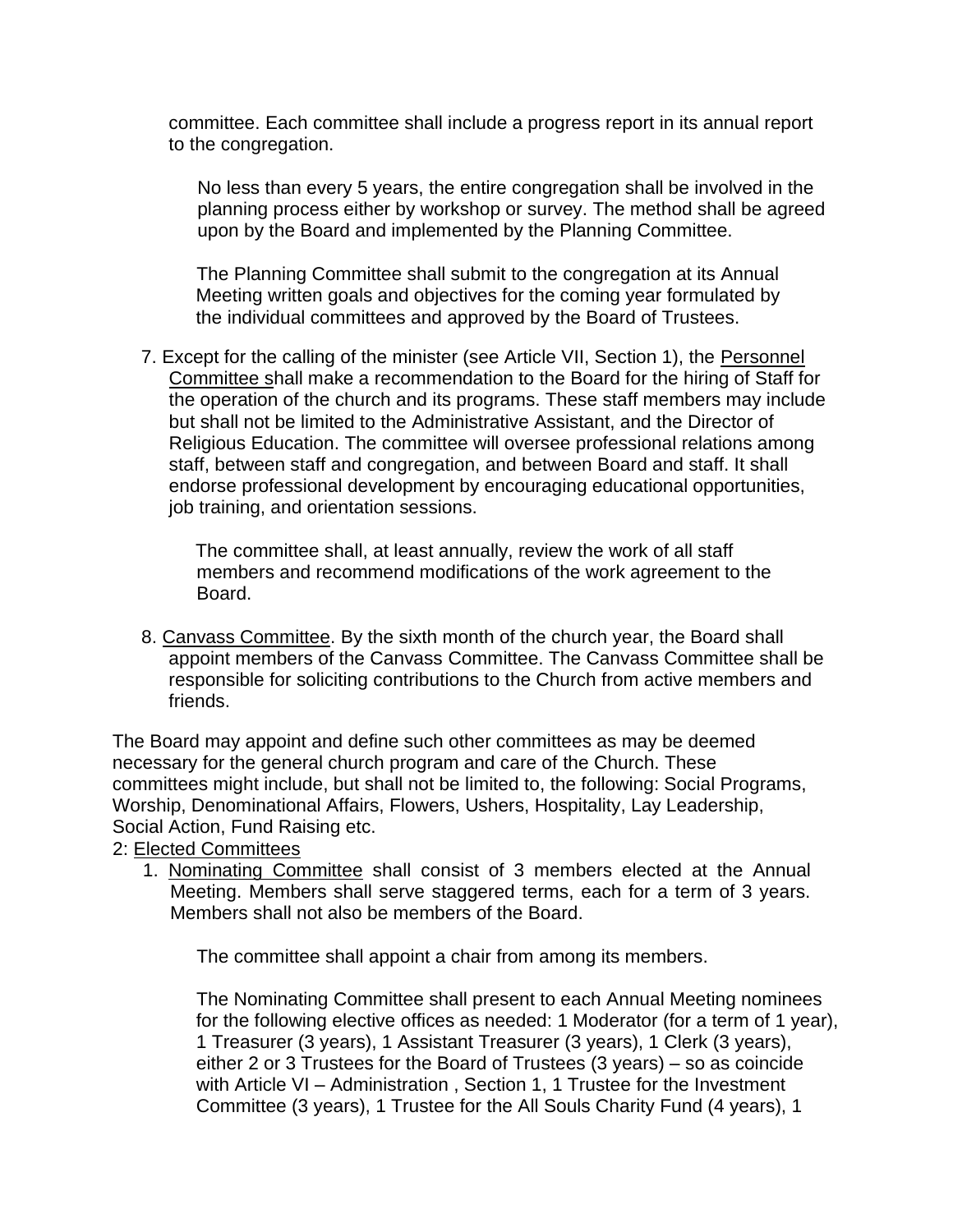committee. Each committee shall include a progress report in its annual report to the congregation.

No less than every 5 years, the entire congregation shall be involved in the planning process either by workshop or survey. The method shall be agreed upon by the Board and implemented by the Planning Committee.

The Planning Committee shall submit to the congregation at its Annual Meeting written goals and objectives for the coming year formulated by the individual committees and approved by the Board of Trustees.

7. Except for the calling of the minister (see Article VII, Section 1), the <u>Personnel Committee s</u>hall make a recommendation to the Board for the hiring of Staff for the operation of the church and its programs. These staff members may include but shall not be limited to the Administrative Assistant, and the Director of Religious Education. The committee will oversee professional relations among staff, between staff and congregation, and between Board and staff. It shall endorse professional development by encouraging educational opportunities, job training, and orientation sessions.

   The committee shall, at least annually, review the work of all staff members and recommend modifications of the work agreement to the Board.

8. <u>Canvass Committee</u>. By the sixth month of the church year, the Board shall appoint members of the Canvass Committee. The Canvass Committee shall be responsible for soliciting contributions to the Church from active members and friends.

The Board may appoint and define such other committees as may be deemed necessary for the general church program and care of the Church. These committees might include, but shall not be limited to, the following: Social Programs, Worship, Denominational Affairs, Flowers, Ushers, Hospitality, Lay Leadership, Social Action, Fund Raising etc.

2: <u>Elected Committees</u>

1. <u>Nominating Committee</u> shall consist of 3 members elected at the Annual Meeting. Members shall serve staggered terms, each for a term of 3 years. Members shall not also be members of the Board.

   The committee shall appoint a chair from among its members.

   The Nominating Committee shall present to each Annual Meeting nominees for the following elective offices as needed: 1 Moderator (for a term of 1 year), 1 Treasurer (3 years), 1 Assistant Treasurer (3 years), 1 Clerk (3 years), either 2 or 3 Trustees for the Board of Trustees (3 years) – so as coincide with Article VI – Administration , Section 1, 1 Trustee for the Investment Committee (3 years), 1 Trustee for the All Souls Charity Fund (4 years), 1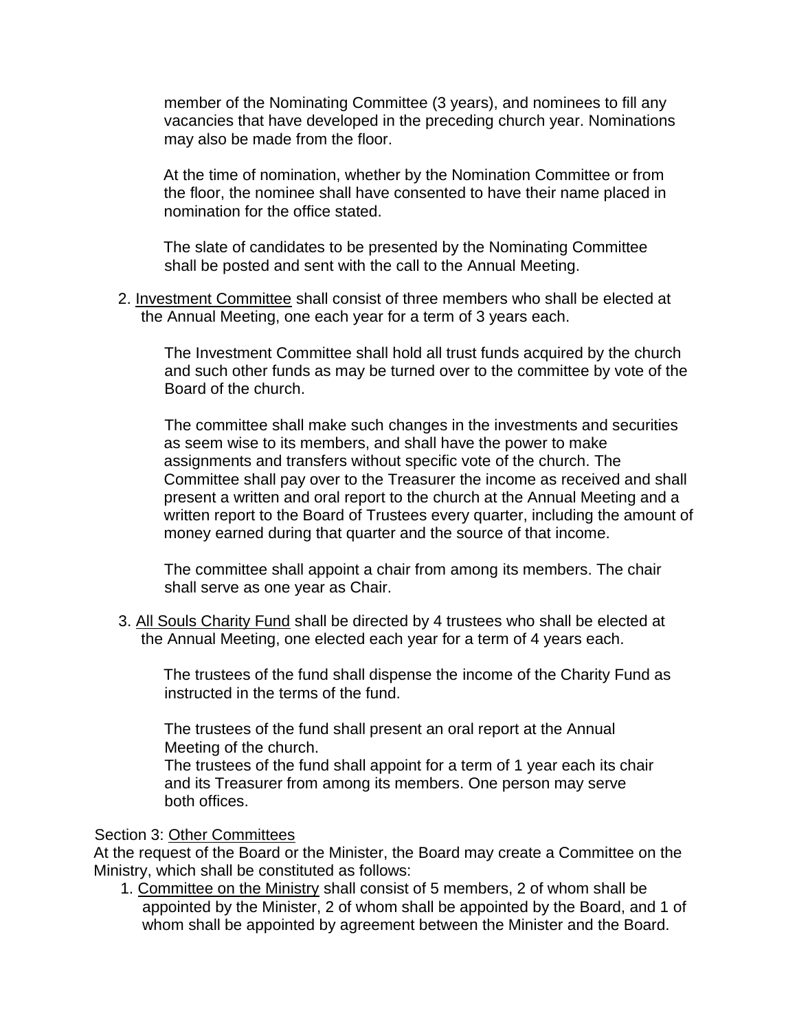member of the Nominating Committee (3 years), and nominees to fill any vacancies that have developed in the preceding church year. Nominations may also be made from the floor.

At the time of nomination, whether by the Nomination Committee or from the floor, the nominee shall have consented to have their name placed in nomination for the office stated.

The slate of candidates to be presented by the Nominating Committee shall be posted and sent with the call to the Annual Meeting.

2. Investment Committee shall consist of three members who shall be elected at the Annual Meeting, one each year for a term of 3 years each.

   The Investment Committee shall hold all trust funds acquired by the church and such other funds as may be turned over to the committee by vote of the Board of the church.

   The committee shall make such changes in the investments and securities as seem wise to its members, and shall have the power to make assignments and transfers without specific vote of the church. The Committee shall pay over to the Treasurer the income as received and shall present a written and oral report to the church at the Annual Meeting and a written report to the Board of Trustees every quarter, including the amount of money earned during that quarter and the source of that income.

   The committee shall appoint a chair from among its members. The chair shall serve as one year as Chair.

3. All Souls Charity Fund shall be directed by 4 trustees who shall be elected at the Annual Meeting, one elected each year for a term of 4 years each.

   The trustees of the fund shall dispense the income of the Charity Fund as instructed in the terms of the fund.

   The trustees of the fund shall present an oral report at the Annual Meeting of the church.
   The trustees of the fund shall appoint for a term of 1 year each its chair and its Treasurer from among its members. One person may serve both offices.

Section 3: Other Committees
At the request of the Board or the Minister, the Board may create a Committee on the Ministry, which shall be constituted as follows:

1. Committee on the Ministry shall consist of 5 members, 2 of whom shall be appointed by the Minister, 2 of whom shall be appointed by the Board, and 1 of whom shall be appointed by agreement between the Minister and the Board.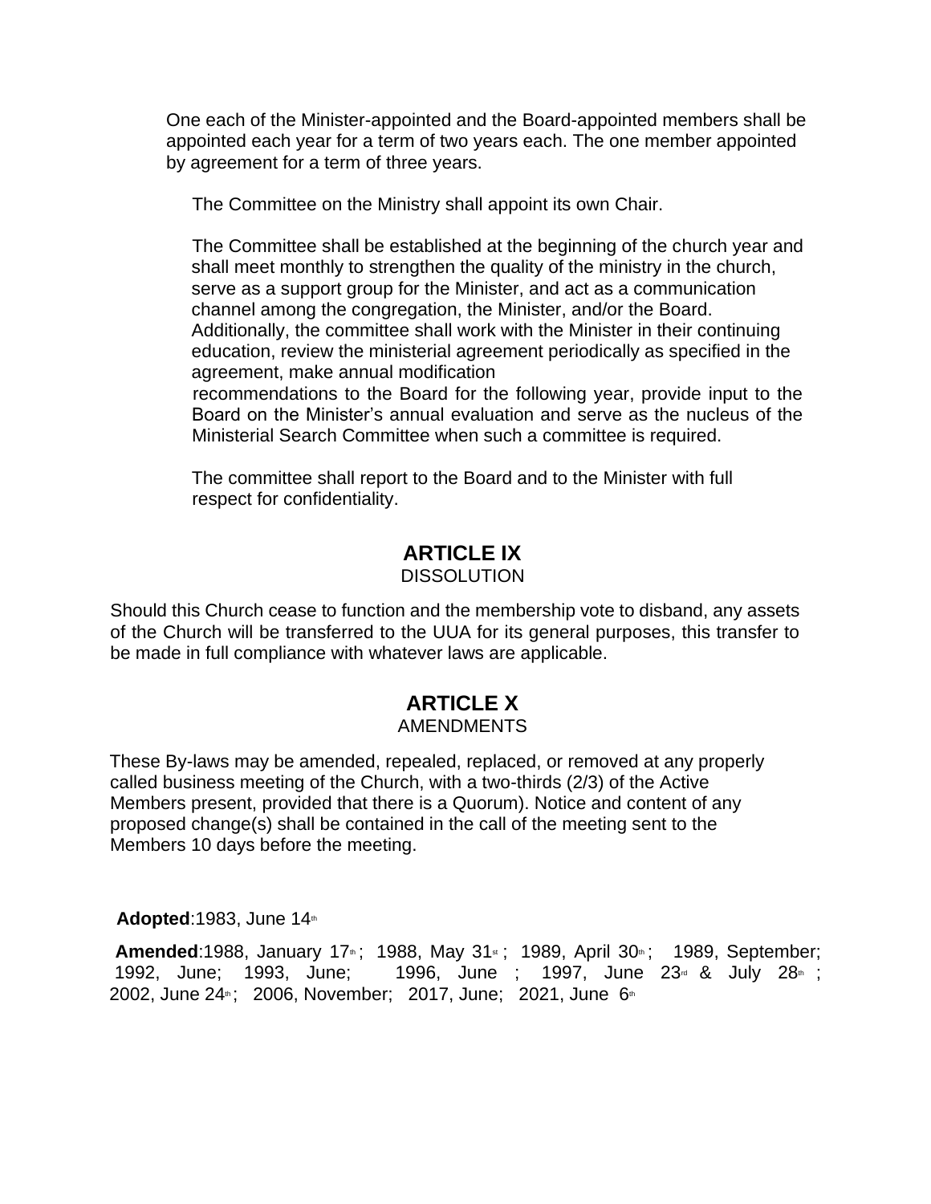One each of the Minister-appointed and the Board-appointed members shall be appointed each year for a term of two years each. The one member appointed by agreement for a term of three years.

The Committee on the Ministry shall appoint its own Chair.

The Committee shall be established at the beginning of the church year and shall meet monthly to strengthen the quality of the ministry in the church, serve as a support group for the Minister, and act as a communication channel among the congregation, the Minister, and/or the Board. Additionally, the committee shall work with the Minister in their continuing education, review the ministerial agreement periodically as specified in the agreement, make annual modification recommendations to the Board for the following year, provide input to the Board on the Minister's annual evaluation and serve as the nucleus of the Ministerial Search Committee when such a committee is required.

The committee shall report to the Board and to the Minister with full respect for confidentiality.

## ARTICLE IX

DISSOLUTION

Should this Church cease to function and the membership vote to disband, any assets of the Church will be transferred to the UUA for its general purposes, this transfer to be made in full compliance with whatever laws are applicable.

## ARTICLE X

AMENDMENTS

These By-laws may be amended, repealed, replaced, or removed at any properly called business meeting of the Church, with a two-thirds (2/3) of the Active Members present, provided that there is a Quorum). Notice and content of any proposed change(s) shall be contained in the call of the meeting sent to the Members 10 days before the meeting.

**Adopted**:1983, June 14th

**Amended**:1988, January 17th; 1988, May 31st; 1989, April 30th; 1989, September; 1992, June; 1993, June; 1996, June ; 1997, June 23rd & July 28th ; 2002, June 24th; 2006, November; 2017, June; 2021, June 6th